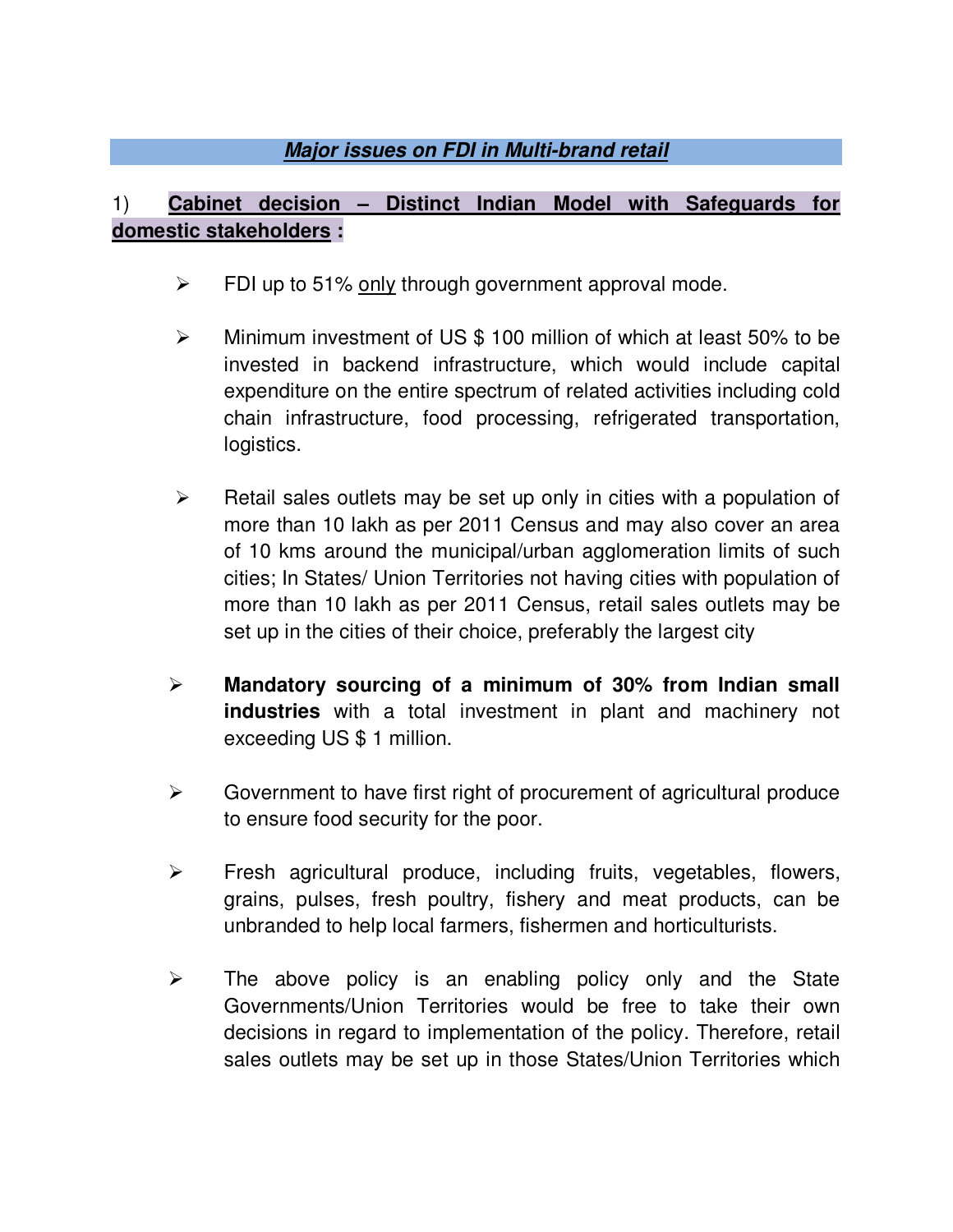## ***Major issues on FDI in Multi-brand retail***

1) **Cabinet decision – Distinct Indian Model with Safeguards for domestic stakeholders :**

- FDI up to 51% only through government approval mode.
- Minimum investment of US $ 100 million of which at least 50% to be invested in backend infrastructure, which would include capital expenditure on the entire spectrum of related activities including cold chain infrastructure, food processing, refrigerated transportation, logistics.
- Retail sales outlets may be set up only in cities with a population of more than 10 lakh as per 2011 Census and may also cover an area of 10 kms around the municipal/urban agglomeration limits of such cities; In States/ Union Territories not having cities with population of more than 10 lakh as per 2011 Census, retail sales outlets may be set up in the cities of their choice, preferably the largest city
- **Mandatory sourcing of a minimum of 30% from Indian small industries** with a total investment in plant and machinery not exceeding US $ 1 million.
- Government to have first right of procurement of agricultural produce to ensure food security for the poor.
- Fresh agricultural produce, including fruits, vegetables, flowers, grains, pulses, fresh poultry, fishery and meat products, can be unbranded to help local farmers, fishermen and horticulturists.
- The above policy is an enabling policy only and the State Governments/Union Territories would be free to take their own decisions in regard to implementation of the policy. Therefore, retail sales outlets may be set up in those States/Union Territories which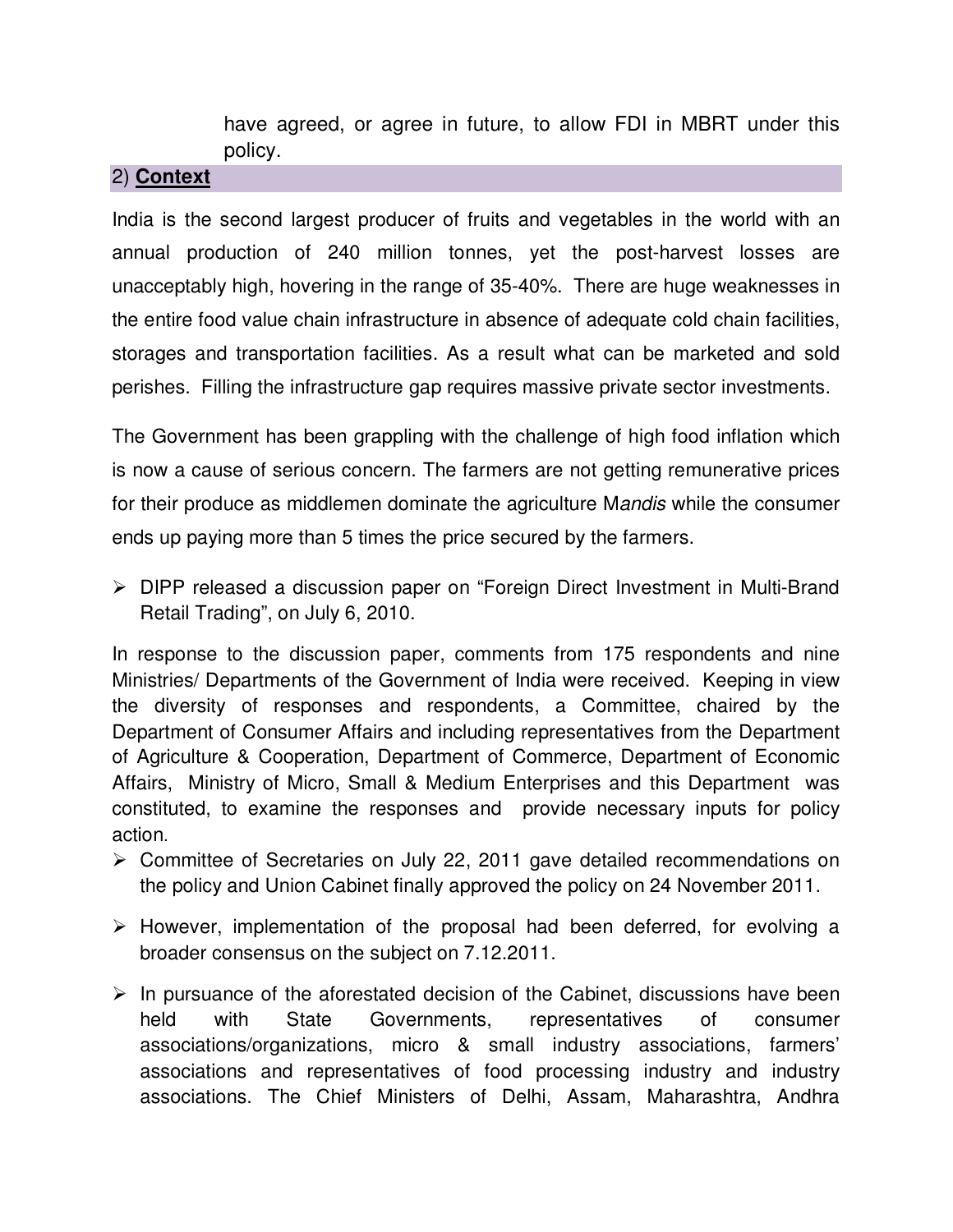have agreed, or agree in future, to allow FDI in MBRT under this policy.

## 2) **Context**

India is the second largest producer of fruits and vegetables in the world with an annual production of 240 million tonnes, yet the post-harvest losses are unacceptably high, hovering in the range of 35-40%. There are huge weaknesses in the entire food value chain infrastructure in absence of adequate cold chain facilities, storages and transportation facilities. As a result what can be marketed and sold perishes. Filling the infrastructure gap requires massive private sector investments.

The Government has been grappling with the challenge of high food inflation which is now a cause of serious concern. The farmers are not getting remunerative prices for their produce as middlemen dominate the agriculture M*andis* while the consumer ends up paying more than 5 times the price secured by the farmers.

- DIPP released a discussion paper on "Foreign Direct Investment in Multi-Brand Retail Trading", on July 6, 2010.

In response to the discussion paper, comments from 175 respondents and nine Ministries/ Departments of the Government of India were received. Keeping in view the diversity of responses and respondents, a Committee, chaired by the Department of Consumer Affairs and including representatives from the Department of Agriculture & Cooperation, Department of Commerce, Department of Economic Affairs, Ministry of Micro, Small & Medium Enterprises and this Department was constituted, to examine the responses and provide necessary inputs for policy action.

- Committee of Secretaries on July 22, 2011 gave detailed recommendations on the policy and Union Cabinet finally approved the policy on 24 November 2011.
- However, implementation of the proposal had been deferred, for evolving a broader consensus on the subject on 7.12.2011.
- In pursuance of the aforestated decision of the Cabinet, discussions have been held with State Governments, representatives of consumer associations/organizations, micro & small industry associations, farmers' associations and representatives of food processing industry and industry associations. The Chief Ministers of Delhi, Assam, Maharashtra, Andhra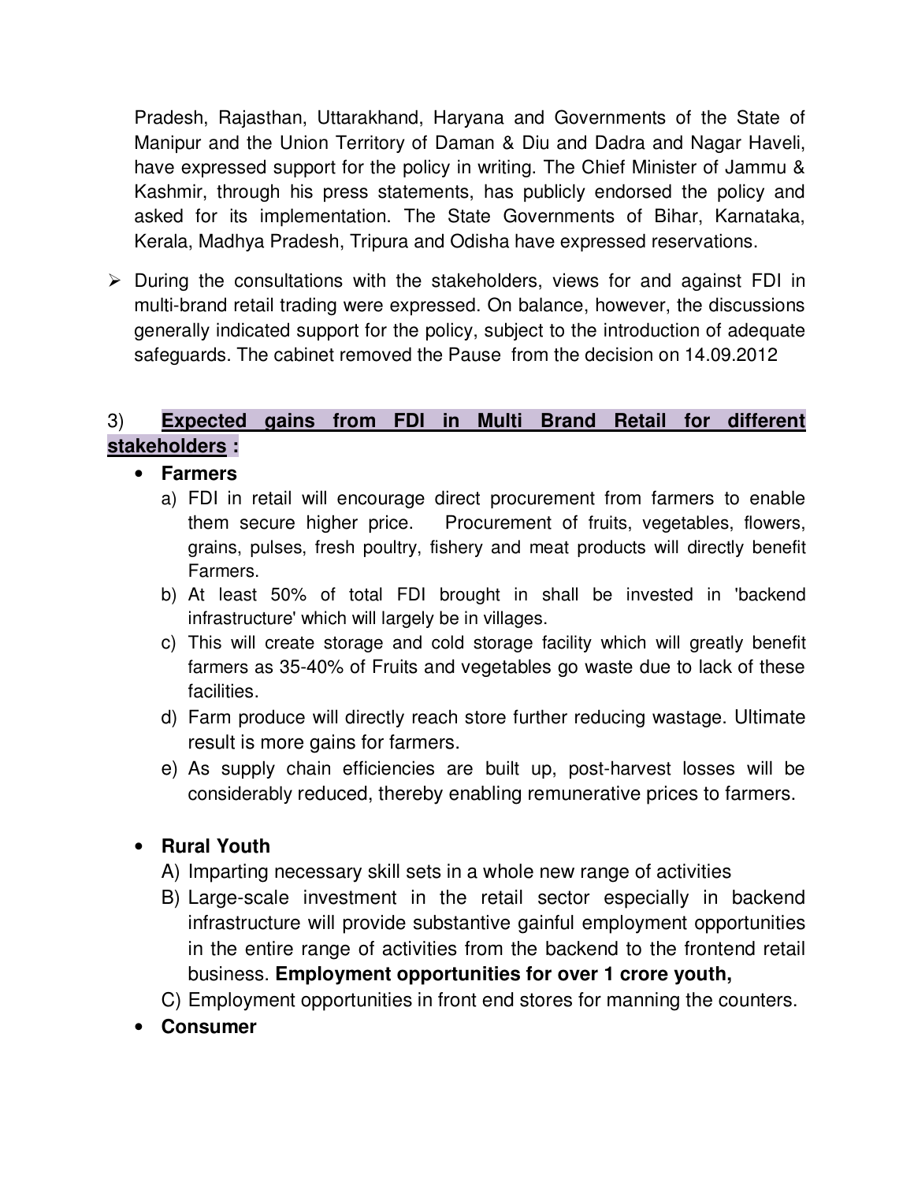Pradesh, Rajasthan, Uttarakhand, Haryana and Governments of the State of Manipur and the Union Territory of Daman & Diu and Dadra and Nagar Haveli, have expressed support for the policy in writing. The Chief Minister of Jammu & Kashmir, through his press statements, has publicly endorsed the policy and asked for its implementation. The State Governments of Bihar, Karnataka, Kerala, Madhya Pradesh, Tripura and Odisha have expressed reservations.

- During the consultations with the stakeholders, views for and against FDI in multi-brand retail trading were expressed. On balance, however, the discussions generally indicated support for the policy, subject to the introduction of adequate safeguards. The cabinet removed the Pause from the decision on 14.09.2012

## 3) Expected gains from FDI in Multi Brand Retail for different stakeholders :

- **Farmers**
  a) FDI in retail will encourage direct procurement from farmers to enable them secure higher price. Procurement of fruits, vegetables, flowers, grains, pulses, fresh poultry, fishery and meat products will directly benefit Farmers.
  b) At least 50% of total FDI brought in shall be invested in 'backend infrastructure' which will largely be in villages.
  c) This will create storage and cold storage facility which will greatly benefit farmers as 35-40% of Fruits and vegetables go waste due to lack of these facilities.
  d) Farm produce will directly reach store further reducing wastage. Ultimate result is more gains for farmers.
  e) As supply chain efficiencies are built up, post-harvest losses will be considerably reduced, thereby enabling remunerative prices to farmers.

- **Rural Youth**
  A) Imparting necessary skill sets in a whole new range of activities
  B) Large-scale investment in the retail sector especially in backend infrastructure will provide substantive gainful employment opportunities in the entire range of activities from the backend to the frontend retail business. **Employment opportunities for over 1 crore youth,**
  C) Employment opportunities in front end stores for manning the counters.

- **Consumer**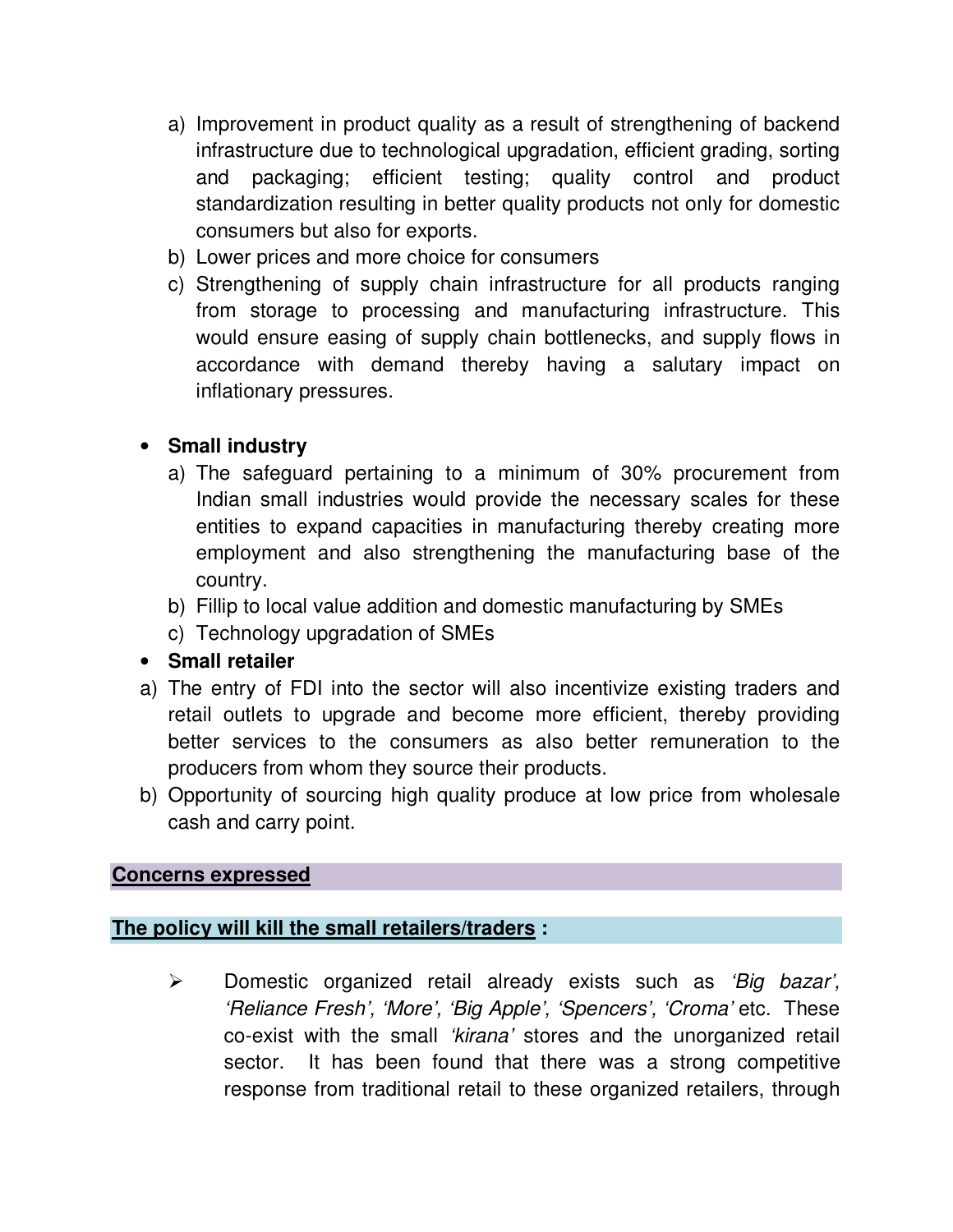a) Improvement in product quality as a result of strengthening of backend infrastructure due to technological upgradation, efficient grading, sorting and packaging; efficient testing; quality control and product standardization resulting in better quality products not only for domestic consumers but also for exports.
b) Lower prices and more choice for consumers
c) Strengthening of supply chain infrastructure for all products ranging from storage to processing and manufacturing infrastructure. This would ensure easing of supply chain bottlenecks, and supply flows in accordance with demand thereby having a salutary impact on inflationary pressures.

- **Small industry**
  a) The safeguard pertaining to a minimum of 30% procurement from Indian small industries would provide the necessary scales for these entities to expand capacities in manufacturing thereby creating more employment and also strengthening the manufacturing base of the country.
  b) Fillip to local value addition and domestic manufacturing by SMEs
  c) Technology upgradation of SMEs
- **Small retailer**

a) The entry of FDI into the sector will also incentivize existing traders and retail outlets to upgrade and become more efficient, thereby providing better services to the consumers as also better remuneration to the producers from whom they source their products.
b) Opportunity of sourcing high quality produce at low price from wholesale cash and carry point.

**Concerns expressed**

**The policy will kill the small retailers/traders :**

- Domestic organized retail already exists such as *'Big bazar', 'Reliance Fresh', 'More', 'Big Apple', 'Spencers', 'Croma'* etc. These co-exist with the small *'kirana'* stores and the unorganized retail sector. It has been found that there was a strong competitive response from traditional retail to these organized retailers, through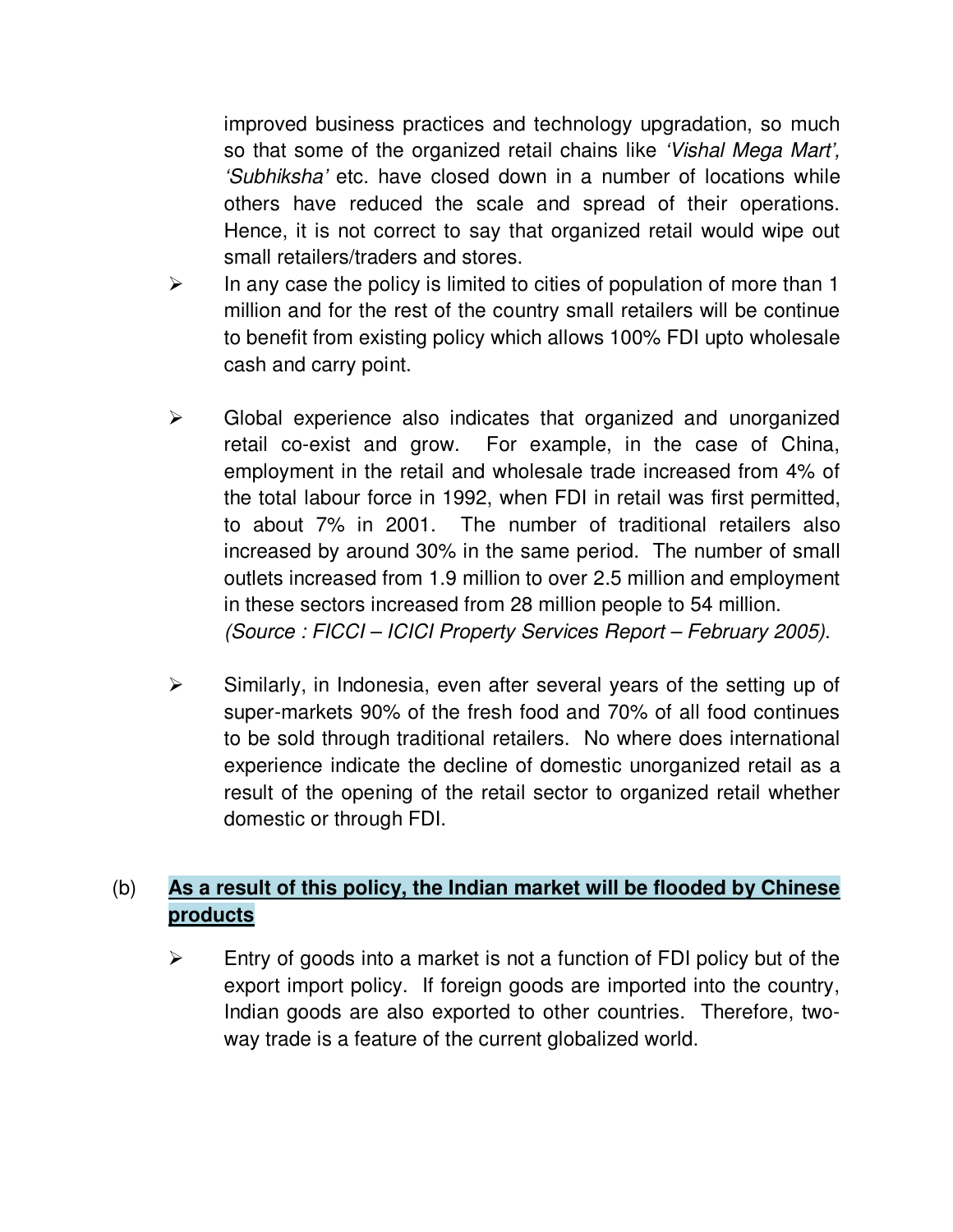improved business practices and technology upgradation, so much so that some of the organized retail chains like *'Vishal Mega Mart', 'Subhiksha'* etc. have closed down in a number of locations while others have reduced the scale and spread of their operations. Hence, it is not correct to say that organized retail would wipe out small retailers/traders and stores.

- In any case the policy is limited to cities of population of more than 1 million and for the rest of the country small retailers will be continue to benefit from existing policy which allows 100% FDI upto wholesale cash and carry point.

- Global experience also indicates that organized and unorganized retail co-exist and grow. For example, in the case of China, employment in the retail and wholesale trade increased from 4% of the total labour force in 1992, when FDI in retail was first permitted, to about 7% in 2001. The number of traditional retailers also increased by around 30% in the same period. The number of small outlets increased from 1.9 million to over 2.5 million and employment in these sectors increased from 28 million people to 54 million. *(Source : FICCI – ICICI Property Services Report – February 2005)*.

- Similarly, in Indonesia, even after several years of the setting up of super-markets 90% of the fresh food and 70% of all food continues to be sold through traditional retailers. No where does international experience indicate the decline of domestic unorganized retail as a result of the opening of the retail sector to organized retail whether domestic or through FDI.

(b) **As a result of this policy, the Indian market will be flooded by Chinese products**

- Entry of goods into a market is not a function of FDI policy but of the export import policy. If foreign goods are imported into the country, Indian goods are also exported to other countries. Therefore, two-way trade is a feature of the current globalized world.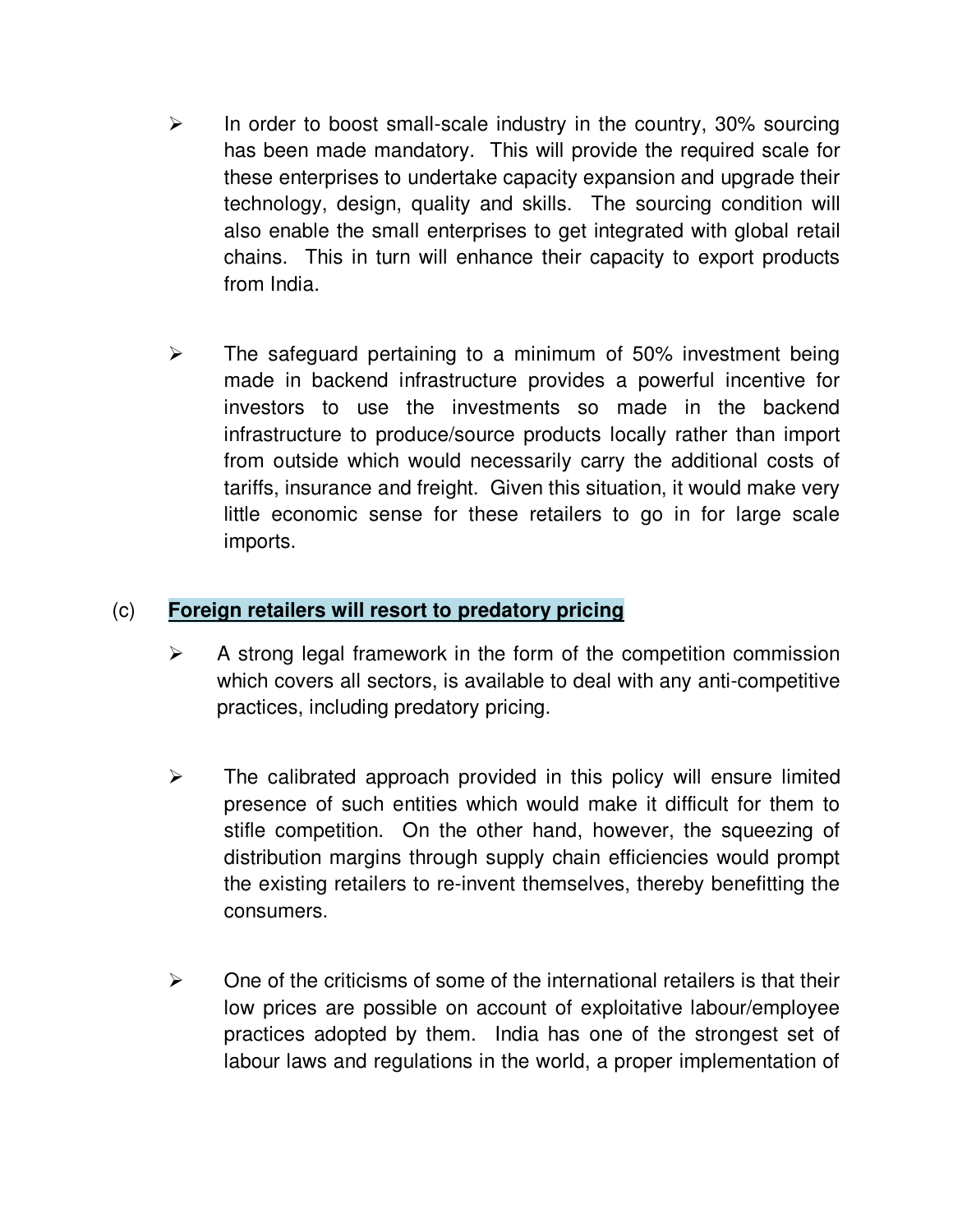- In order to boost small-scale industry in the country, 30% sourcing has been made mandatory. This will provide the required scale for these enterprises to undertake capacity expansion and upgrade their technology, design, quality and skills. The sourcing condition will also enable the small enterprises to get integrated with global retail chains. This in turn will enhance their capacity to export products from India.

- The safeguard pertaining to a minimum of 50% investment being made in backend infrastructure provides a powerful incentive for investors to use the investments so made in the backend infrastructure to produce/source products locally rather than import from outside which would necessarily carry the additional costs of tariffs, insurance and freight. Given this situation, it would make very little economic sense for these retailers to go in for large scale imports.

(c) **<u>Foreign retailers will resort to predatory pricing</u>**

- A strong legal framework in the form of the competition commission which covers all sectors, is available to deal with any anti-competitive practices, including predatory pricing.

- The calibrated approach provided in this policy will ensure limited presence of such entities which would make it difficult for them to stifle competition. On the other hand, however, the squeezing of distribution margins through supply chain efficiencies would prompt the existing retailers to re-invent themselves, thereby benefitting the consumers.

- One of the criticisms of some of the international retailers is that their low prices are possible on account of exploitative labour/employee practices adopted by them. India has one of the strongest set of labour laws and regulations in the world, a proper implementation of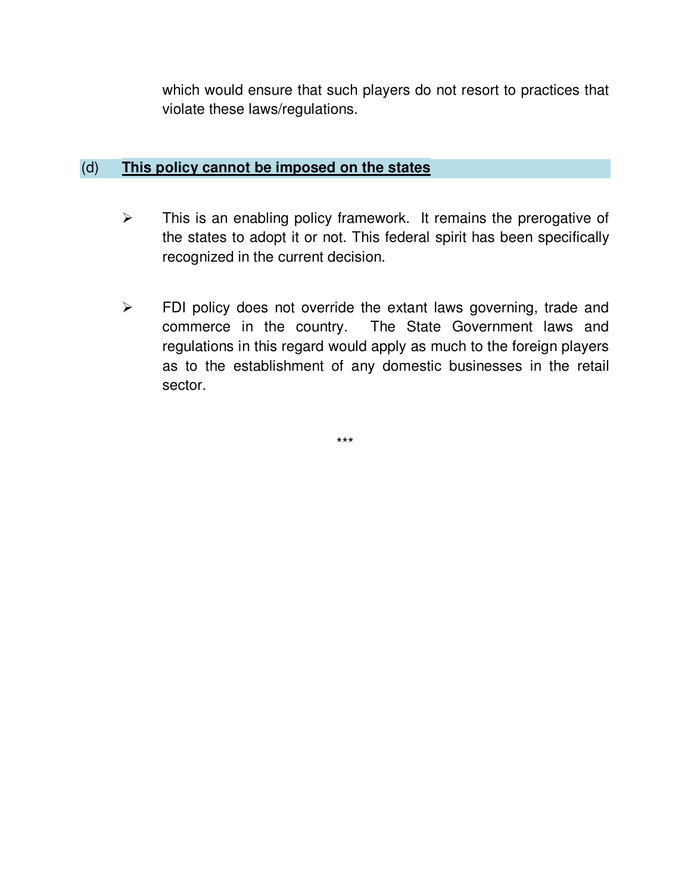which would ensure that such players do not resort to practices that violate these laws/regulations.

### (d) <u>**This policy cannot be imposed on the states**</u>

- This is an enabling policy framework. It remains the prerogative of the states to adopt it or not. This federal spirit has been specifically recognized in the current decision.

- FDI policy does not override the extant laws governing, trade and commerce in the country. The State Government laws and regulations in this regard would apply as much to the foreign players as to the establishment of any domestic businesses in the retail sector.

***